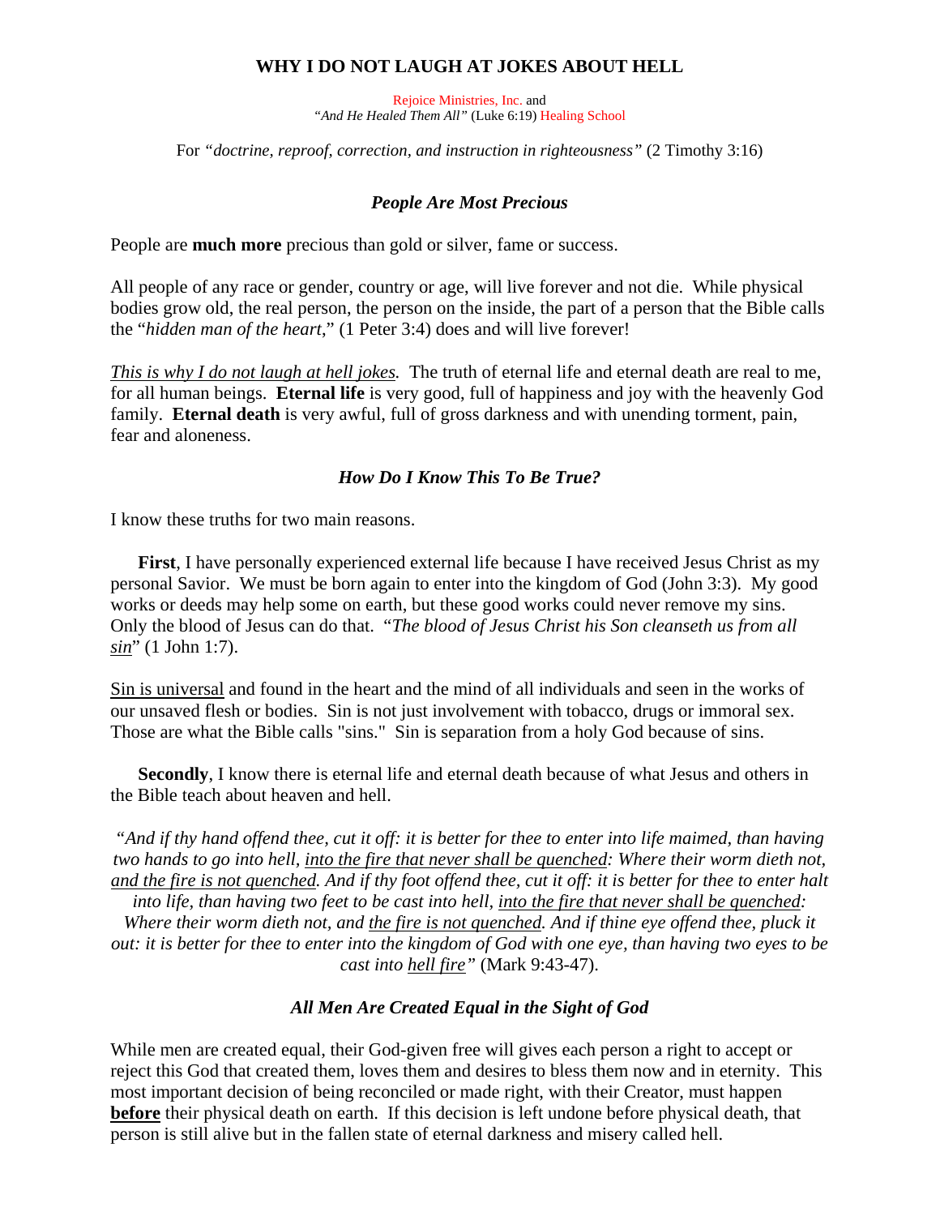# WHY I DO NOT LAUGH AT JOKES ABOUT HELL

Rejoice Ministries, Inc. and
*"And He Healed Them All"* (Luke 6:19) Healing School

For *"doctrine, reproof, correction, and instruction in righteousness"* (2 Timothy 3:16)

### *People Are Most Precious*

People are **much more** precious than gold or silver, fame or success.

All people of any race or gender, country or age, will live forever and not die. While physical bodies grow old, the real person, the person on the inside, the part of a person that the Bible calls the "*hidden man of the heart*," (1 Peter 3:4) does and will live forever!

<u>*This is why I do not laugh at hell jokes.*</u> The truth of eternal life and eternal death are real to me, for all human beings. **Eternal life** is very good, full of happiness and joy with the heavenly God family. **Eternal death** is very awful, full of gross darkness and with unending torment, pain, fear and aloneness.

### *How Do I Know This To Be True?*

I know these truths for two main reasons.

**First**, I have personally experienced external life because I have received Jesus Christ as my personal Savior. We must be born again to enter into the kingdom of God (John 3:3). My good works or deeds may help some on earth, but these good works could never remove my sins. Only the blood of Jesus can do that. "*The blood of Jesus Christ his Son cleanseth us from all <u>sin</u>*" (1 John 1:7).

<u>Sin is universal</u> and found in the heart and the mind of all individuals and seen in the works of our unsaved flesh or bodies. Sin is not just involvement with tobacco, drugs or immoral sex. Those are what the Bible calls "sins." Sin is separation from a holy God because of sins.

**Secondly**, I know there is eternal life and eternal death because of what Jesus and others in the Bible teach about heaven and hell.

*"And if thy hand offend thee, cut it off: it is better for thee to enter into life maimed, than having two hands to go into hell, <u>into the fire that never shall be quenched</u>: Where their worm dieth not, <u>and the fire is not quenched</u>. And if thy foot offend thee, cut it off: it is better for thee to enter halt into life, than having two feet to be cast into hell, <u>into the fire that never shall be quenched</u>: Where their worm dieth not, and <u>the fire is not quenched</u>. And if thine eye offend thee, pluck it out: it is better for thee to enter into the kingdom of God with one eye, than having two eyes to be cast into <u>hell fire</u>"* (Mark 9:43-47).

### *All Men Are Created Equal in the Sight of God*

While men are created equal, their God-given free will gives each person a right to accept or reject this God that created them, loves them and desires to bless them now and in eternity. This most important decision of being reconciled or made right, with their Creator, must happen <u>**before**</u> their physical death on earth. If this decision is left undone before physical death, that person is still alive but in the fallen state of eternal darkness and misery called hell.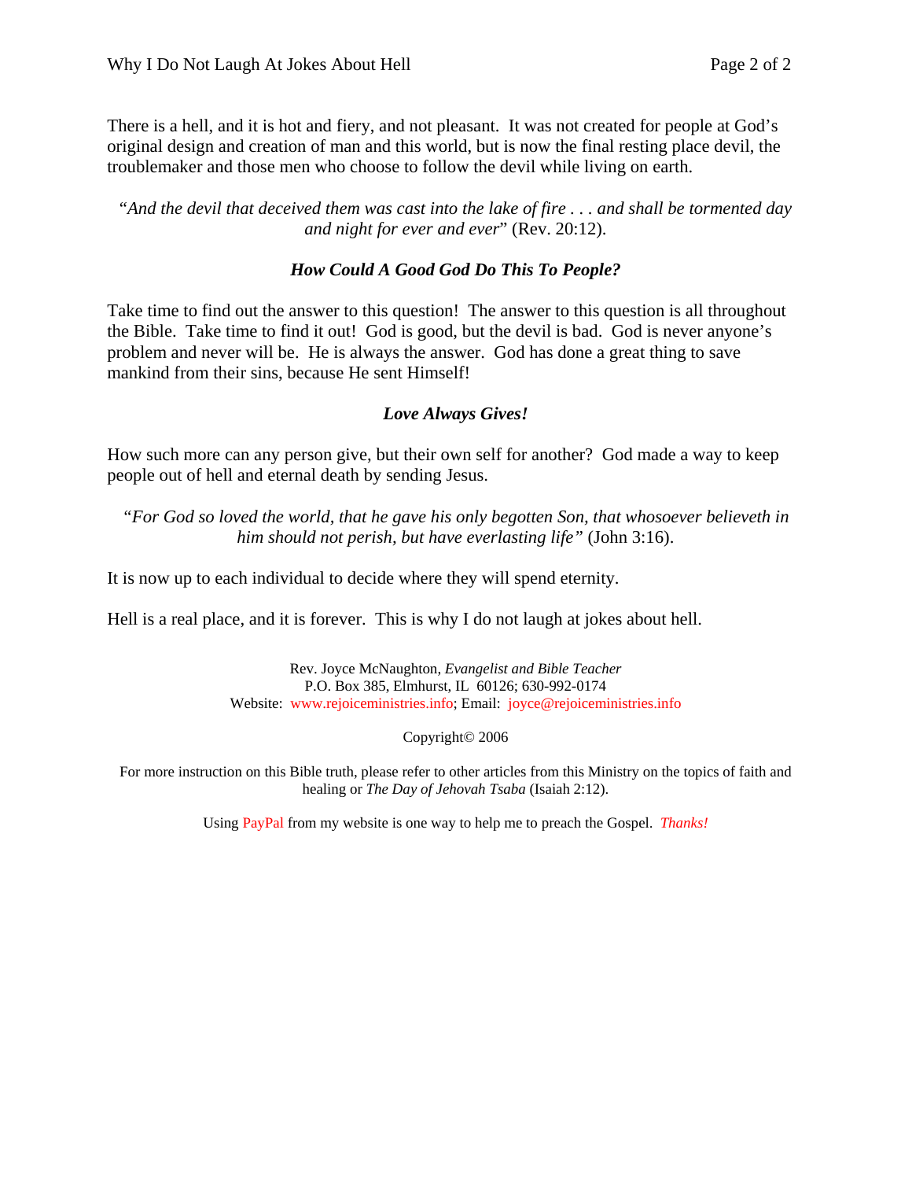There is a hell, and it is hot and fiery, and not pleasant. It was not created for people at God's original design and creation of man and this world, but is now the final resting place devil, the troublemaker and those men who choose to follow the devil while living on earth.

"*And the devil that deceived them was cast into the lake of fire . . . and shall be tormented day and night for ever and ever*" (Rev. 20:12).

### *How Could A Good God Do This To People?*

Take time to find out the answer to this question! The answer to this question is all throughout the Bible. Take time to find it out! God is good, but the devil is bad. God is never anyone's problem and never will be. He is always the answer. God has done a great thing to save mankind from their sins, because He sent Himself!

### *Love Always Gives!*

How such more can any person give, but their own self for another? God made a way to keep people out of hell and eternal death by sending Jesus.

*"For God so loved the world, that he gave his only begotten Son, that whosoever believeth in him should not perish, but have everlasting life"* (John 3:16).

It is now up to each individual to decide where they will spend eternity.

Hell is a real place, and it is forever. This is why I do not laugh at jokes about hell.

Rev. Joyce McNaughton, *Evangelist and Bible Teacher*
P.O. Box 385, Elmhurst, IL 60126; 630-992-0174
Website: www.rejoiceministries.info; Email: joyce@rejoiceministries.info

Copyright© 2006

For more instruction on this Bible truth, please refer to other articles from this Ministry on the topics of faith and healing or *The Day of Jehovah Tsaba* (Isaiah 2:12).

Using PayPal from my website is one way to help me to preach the Gospel. *Thanks!*